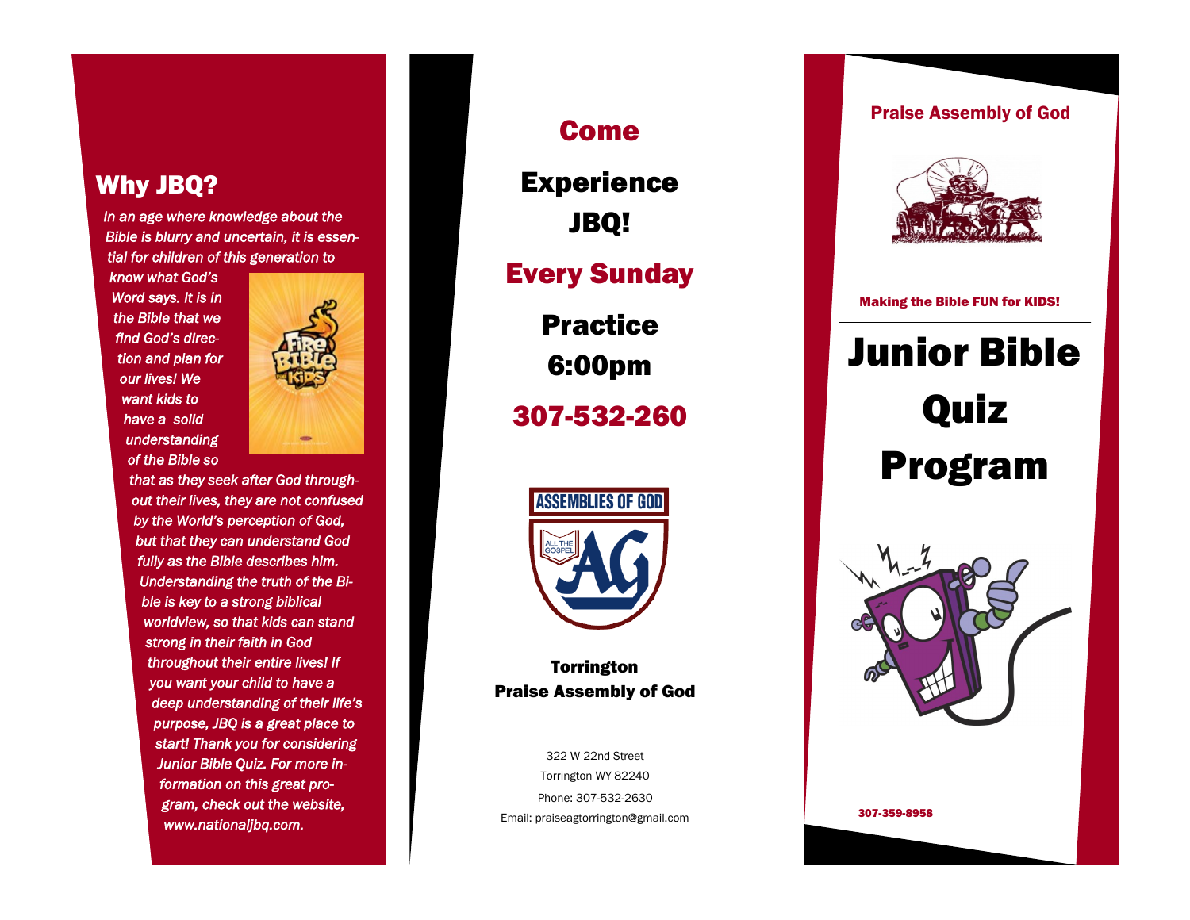## Why JBQ?

*In an age where knowledge about the Bible is blurry and uncertain, it is essential for children of this generation to know what God's Word says. It is in the Bible that we find God's direction and plan for our lives! We want kids to have a solid understanding of the Bible so that as they seek after God throughout their lives, they are not confused by the World's perception of God, but that they can understand God fully as the Bible describes him. Understanding the truth of the Bible is key to a strong biblical worldview, so that kids can stand strong in their faith in God throughout their entire lives! If you want your child to have a deep understanding of their life's purpose, JBQ is a great place to start! Thank you for considering Junior Bible Quiz. For more information on this great program, check out the website, www.nationaljbq.com.*

# Come

# Experience JBQ!

## Every Sunday

## Practice 6:00pm

## 307-532-260

**Torrington**
**Praise Assembly of God**

322 W 22nd Street
Torrington WY 82240
Phone: 307-532-2630
Email: praiseagtorrington@gmail.com

**Praise Assembly of God**

**Making the Bible FUN for KIDS!**

# Junior Bible Quiz Program

307-359-8958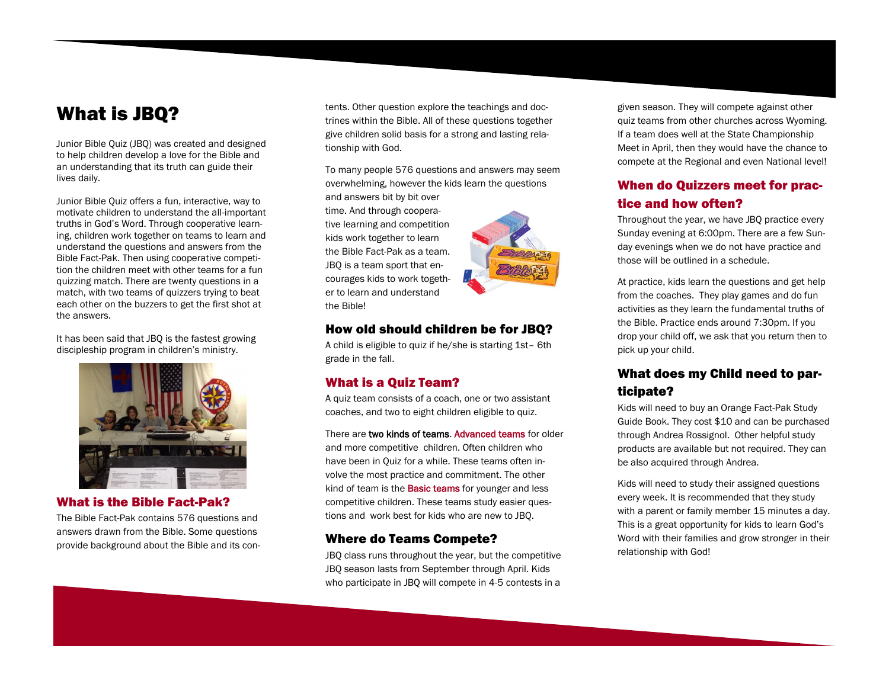# What is JBQ?

Junior Bible Quiz (JBQ) was created and designed to help children develop a love for the Bible and an understanding that its truth can guide their lives daily.

Junior Bible Quiz offers a fun, interactive, way to motivate children to understand the all-important truths in God's Word. Through cooperative learning, children work together on teams to learn and understand the questions and answers from the Bible Fact-Pak. Then using cooperative competition the children meet with other teams for a fun quizzing match. There are twenty questions in a match, with two teams of quizzers trying to beat each other on the buzzers to get the first shot at the answers.

It has been said that JBQ is the fastest growing discipleship program in children's ministry.

## What is the Bible Fact-Pak?

The Bible Fact-Pak contains 576 questions and answers drawn from the Bible. Some questions provide background about the Bible and its contents. Other question explore the teachings and doctrines within the Bible. All of these questions together give children solid basis for a strong and lasting relationship with God.

To many people 576 questions and answers may seem overwhelming, however the kids learn the questions and answers bit by bit over time. And through cooperative learning and competition kids work together to learn the Bible Fact-Pak as a team. JBQ is a team sport that encourages kids to work together to learn and understand the Bible!

## How old should children be for JBQ?

A child is eligible to quiz if he/she is starting 1st– 6th grade in the fall.

## What is a Quiz Team?

A quiz team consists of a coach, one or two assistant coaches, and two to eight children eligible to quiz.

There are two kinds of teams. Advanced teams for older and more competitive children. Often children who have been in Quiz for a while. These teams often involve the most practice and commitment. The other kind of team is the Basic teams for younger and less competitive children. These teams study easier questions and work best for kids who are new to JBQ.

## Where do Teams Compete?

JBQ class runs throughout the year, but the competitive JBQ season lasts from September through April. Kids who participate in JBQ will compete in 4-5 contests in a given season. They will compete against other quiz teams from other churches across Wyoming. If a team does well at the State Championship Meet in April, then they would have the chance to compete at the Regional and even National level!

## When do Quizzers meet for practice and how often?

Throughout the year, we have JBQ practice every Sunday evening at 6:00pm. There are a few Sunday evenings when we do not have practice and those will be outlined in a schedule.

At practice, kids learn the questions and get help from the coaches. They play games and do fun activities as they learn the fundamental truths of the Bible. Practice ends around 7:30pm. If you drop your child off, we ask that you return then to pick up your child.

## What does my Child need to participate?

Kids will need to buy an Orange Fact-Pak Study Guide Book. They cost $10 and can be purchased through Andrea Rossignol. Other helpful study products are available but not required. They can be also acquired through Andrea.

Kids will need to study their assigned questions every week. It is recommended that they study with a parent or family member 15 minutes a day. This is a great opportunity for kids to learn God's Word with their families and grow stronger in their relationship with God!